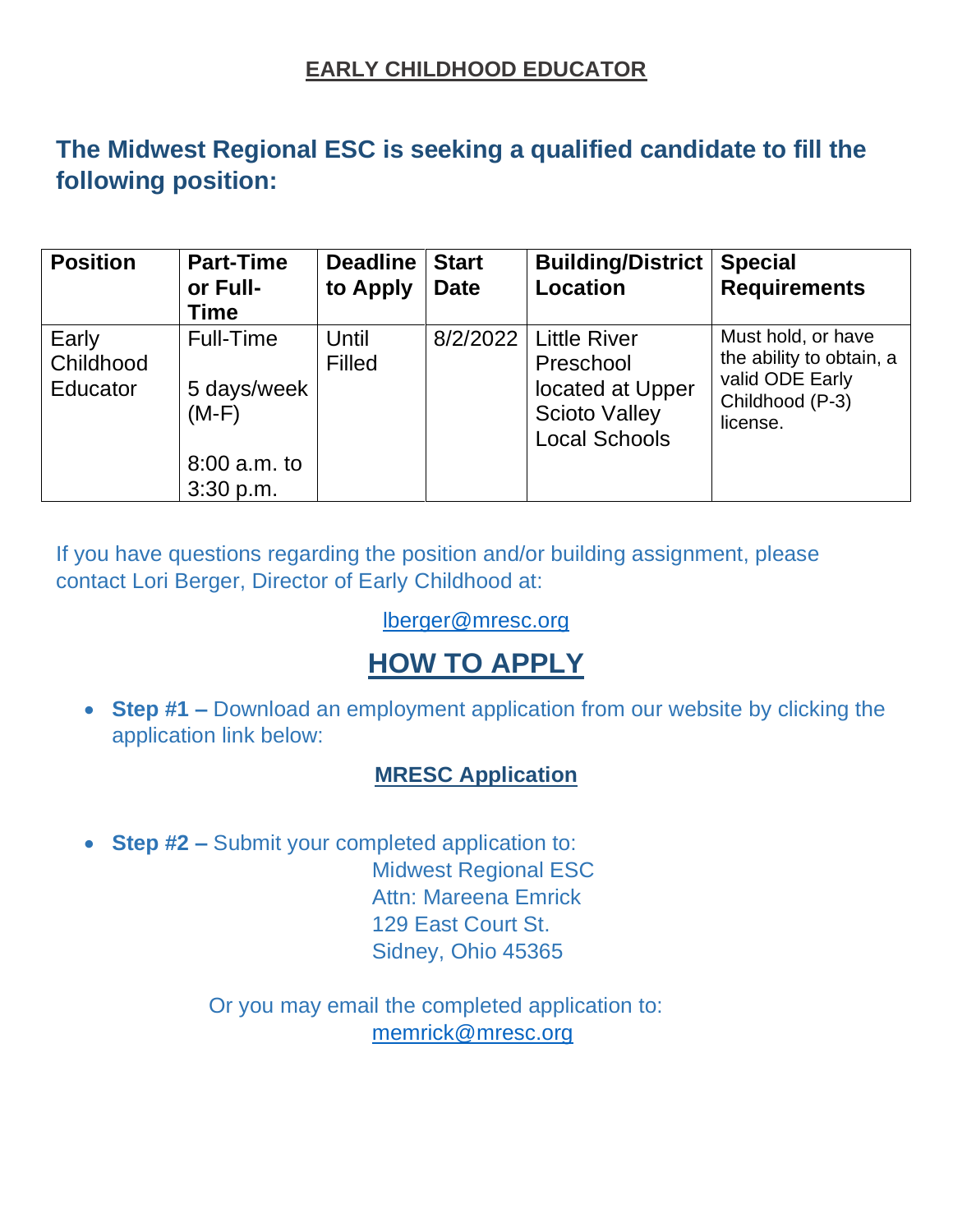# EARLY CHILDHOOD EDUCATOR

## The Midwest Regional ESC is seeking a qualified candidate to fill the following position:

| Position | Part-Time or Full-Time | Deadline to Apply | Start Date | Building/District Location | Special Requirements |
|---|---|---|---|---|---|
| Early Childhood Educator | Full-Time<br><br>5 days/week (M-F)<br><br>8:00 a.m. to 3:30 p.m. | Until Filled | 8/2/2022 | Little River Preschool located at Upper Scioto Valley Local Schools | Must hold, or have the ability to obtain, a valid ODE Early Childhood (P-3) license. |

If you have questions regarding the position and/or building assignment, please contact Lori Berger, Director of Early Childhood at:

lberger@mresc.org

## HOW TO APPLY

- **Step #1 –** Download an employment application from our website by clicking the application link below:

**MRESC Application**

- **Step #2 –** Submit your completed application to:

  Midwest Regional ESC
  Attn: Mareena Emrick
  129 East Court St.
  Sidney, Ohio 45365

Or you may email the completed application to:
memrick@mresc.org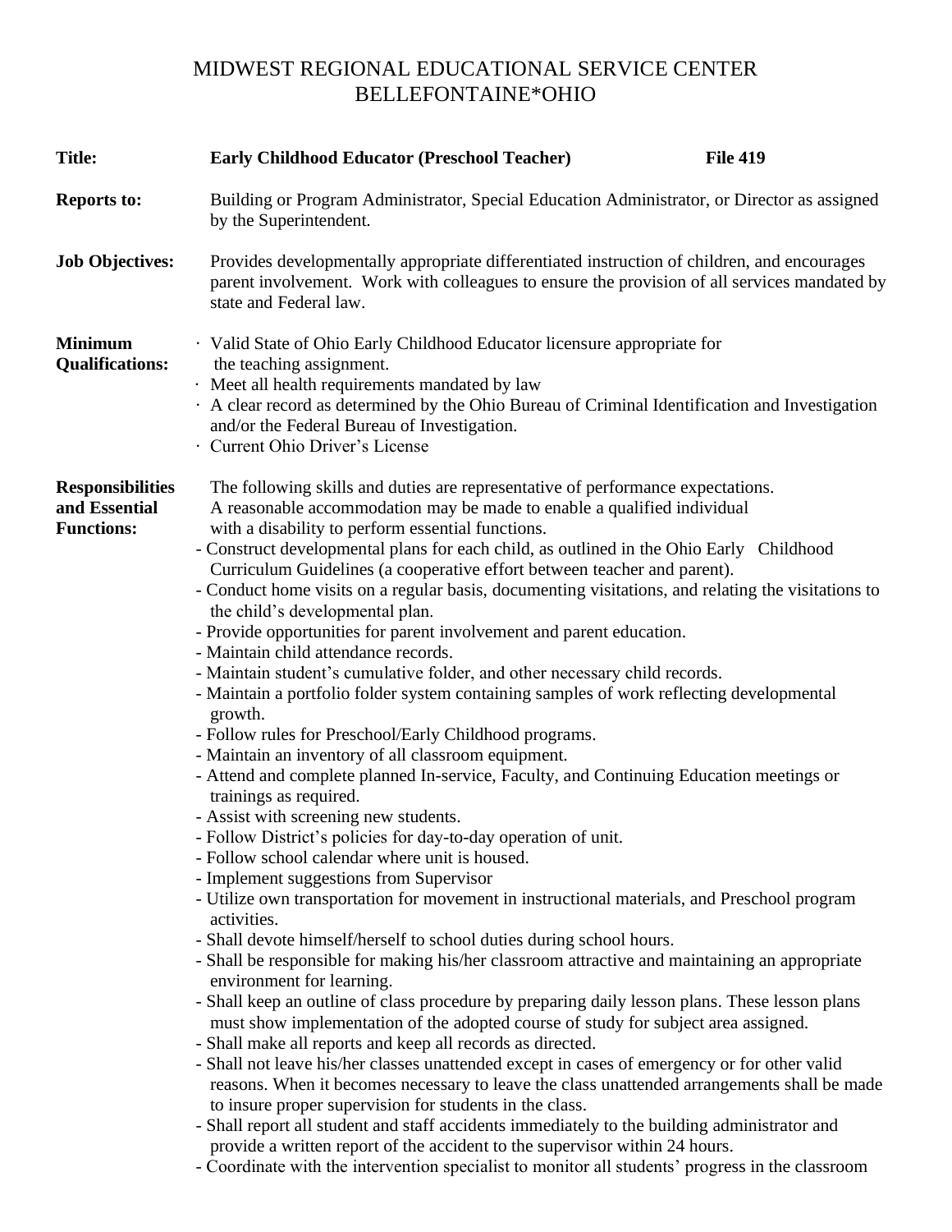# MIDWEST REGIONAL EDUCATIONAL SERVICE CENTER
## BELLEFONTAINE*OHIO

**Title:** **Early Childhood Educator (Preschool Teacher)** **File 419**

**Reports to:** Building or Program Administrator, Special Education Administrator, or Director as assigned by the Superintendent.

**Job Objectives:** Provides developmentally appropriate differentiated instruction of children, and encourages parent involvement. Work with colleagues to ensure the provision of all services mandated by state and Federal law.

**Minimum Qualifications:**

- Valid State of Ohio Early Childhood Educator licensure appropriate for the teaching assignment.
- Meet all health requirements mandated by law
- A clear record as determined by the Ohio Bureau of Criminal Identification and Investigation and/or the Federal Bureau of Investigation.
- Current Ohio Driver's License

**Responsibilities and Essential Functions:**

The following skills and duties are representative of performance expectations. A reasonable accommodation may be made to enable a qualified individual with a disability to perform essential functions.

- Construct developmental plans for each child, as outlined in the Ohio Early Childhood Curriculum Guidelines (a cooperative effort between teacher and parent).
- Conduct home visits on a regular basis, documenting visitations, and relating the visitations to the child's developmental plan.
- Provide opportunities for parent involvement and parent education.
- Maintain child attendance records.
- Maintain student's cumulative folder, and other necessary child records.
- Maintain a portfolio folder system containing samples of work reflecting developmental growth.
- Follow rules for Preschool/Early Childhood programs.
- Maintain an inventory of all classroom equipment.
- Attend and complete planned In-service, Faculty, and Continuing Education meetings or trainings as required.
- Assist with screening new students.
- Follow District's policies for day-to-day operation of unit.
- Follow school calendar where unit is housed.
- Implement suggestions from Supervisor
- Utilize own transportation for movement in instructional materials, and Preschool program activities.
- Shall devote himself/herself to school duties during school hours.
- Shall be responsible for making his/her classroom attractive and maintaining an appropriate environment for learning.
- Shall keep an outline of class procedure by preparing daily lesson plans. These lesson plans must show implementation of the adopted course of study for subject area assigned.
- Shall make all reports and keep all records as directed.
- Shall not leave his/her classes unattended except in cases of emergency or for other valid reasons. When it becomes necessary to leave the class unattended arrangements shall be made to insure proper supervision for students in the class.
- Shall report all student and staff accidents immediately to the building administrator and provide a written report of the accident to the supervisor within 24 hours.
- Coordinate with the intervention specialist to monitor all students' progress in the classroom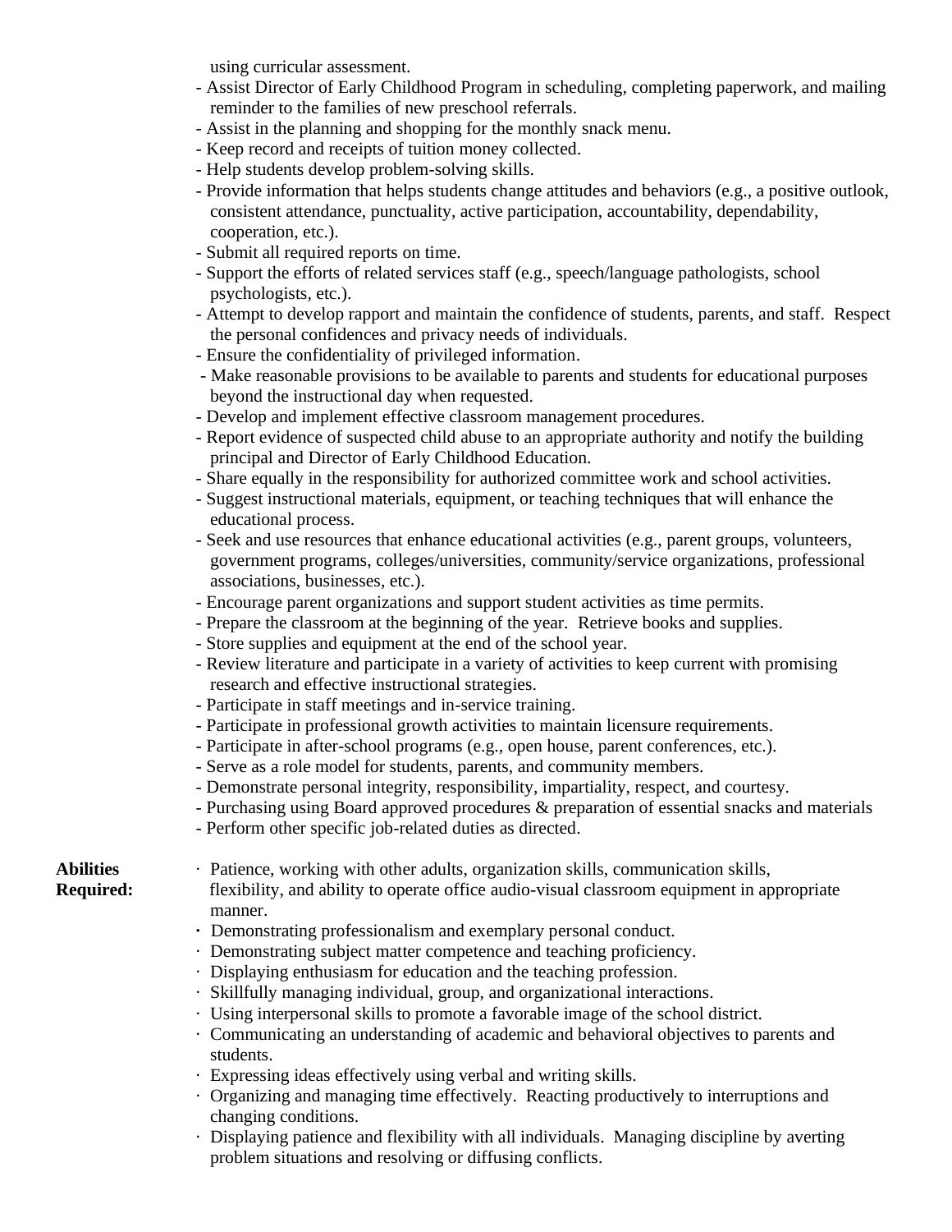using curricular assessment.

- Assist Director of Early Childhood Program in scheduling, completing paperwork, and mailing reminder to the families of new preschool referrals.
- Assist in the planning and shopping for the monthly snack menu.
- Keep record and receipts of tuition money collected.
- Help students develop problem-solving skills.
- Provide information that helps students change attitudes and behaviors (e.g., a positive outlook, consistent attendance, punctuality, active participation, accountability, dependability, cooperation, etc.).
- Submit all required reports on time.
- Support the efforts of related services staff (e.g., speech/language pathologists, school psychologists, etc.).
- Attempt to develop rapport and maintain the confidence of students, parents, and staff. Respect the personal confidences and privacy needs of individuals.
- Ensure the confidentiality of privileged information.
- Make reasonable provisions to be available to parents and students for educational purposes beyond the instructional day when requested.
- Develop and implement effective classroom management procedures.
- Report evidence of suspected child abuse to an appropriate authority and notify the building principal and Director of Early Childhood Education.
- Share equally in the responsibility for authorized committee work and school activities.
- Suggest instructional materials, equipment, or teaching techniques that will enhance the educational process.
- Seek and use resources that enhance educational activities (e.g., parent groups, volunteers, government programs, colleges/universities, community/service organizations, professional associations, businesses, etc.).
- Encourage parent organizations and support student activities as time permits.
- Prepare the classroom at the beginning of the year. Retrieve books and supplies.
- Store supplies and equipment at the end of the school year.
- Review literature and participate in a variety of activities to keep current with promising research and effective instructional strategies.
- Participate in staff meetings and in-service training.
- Participate in professional growth activities to maintain licensure requirements.
- Participate in after-school programs (e.g., open house, parent conferences, etc.).
- Serve as a role model for students, parents, and community members.
- Demonstrate personal integrity, responsibility, impartiality, respect, and courtesy.
- Purchasing using Board approved procedures & preparation of essential snacks and materials
- Perform other specific job-related duties as directed.

**Abilities Required:**

- Patience, working with other adults, organization skills, communication skills, flexibility, and ability to operate office audio-visual classroom equipment in appropriate manner.
- Demonstrating professionalism and exemplary personal conduct.
- Demonstrating subject matter competence and teaching proficiency.
- Displaying enthusiasm for education and the teaching profession.
- Skillfully managing individual, group, and organizational interactions.
- Using interpersonal skills to promote a favorable image of the school district.
- Communicating an understanding of academic and behavioral objectives to parents and students.
- Expressing ideas effectively using verbal and writing skills.
- Organizing and managing time effectively. Reacting productively to interruptions and changing conditions.
- Displaying patience and flexibility with all individuals. Managing discipline by averting problem situations and resolving or diffusing conflicts.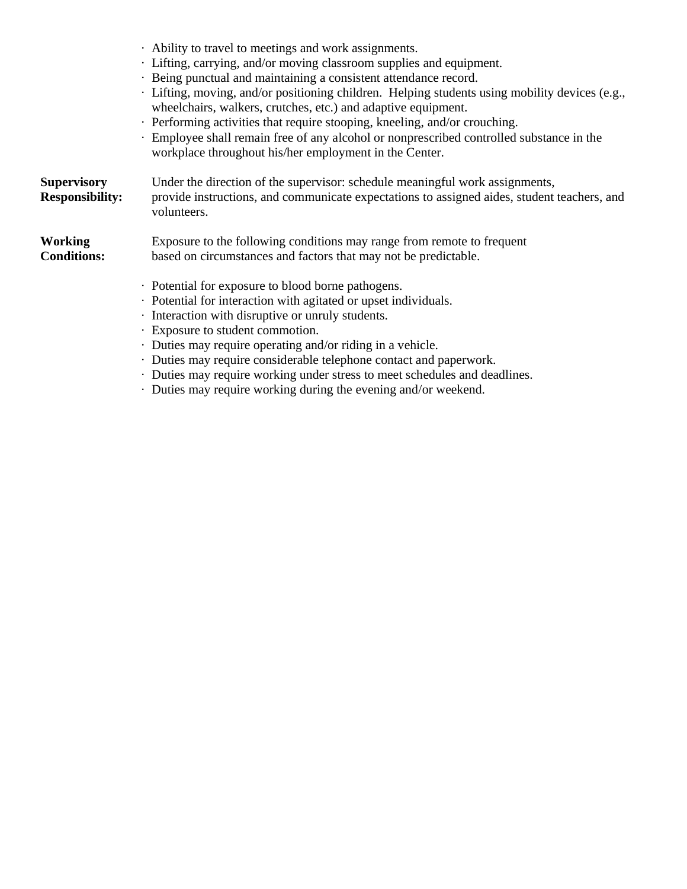- Ability to travel to meetings and work assignments.
- Lifting, carrying, and/or moving classroom supplies and equipment.
- Being punctual and maintaining a consistent attendance record.
- Lifting, moving, and/or positioning children. Helping students using mobility devices (e.g., wheelchairs, walkers, crutches, etc.) and adaptive equipment.
- Performing activities that require stooping, kneeling, and/or crouching.
- Employee shall remain free of any alcohol or nonprescribed controlled substance in the workplace throughout his/her employment in the Center.

**Supervisory Responsibility:** Under the direction of the supervisor: schedule meaningful work assignments, provide instructions, and communicate expectations to assigned aides, student teachers, and volunteers.

**Working Conditions:** Exposure to the following conditions may range from remote to frequent based on circumstances and factors that may not be predictable.

- Potential for exposure to blood borne pathogens.
- Potential for interaction with agitated or upset individuals.
- Interaction with disruptive or unruly students.
- Exposure to student commotion.
- Duties may require operating and/or riding in a vehicle.
- Duties may require considerable telephone contact and paperwork.
- Duties may require working under stress to meet schedules and deadlines.
- Duties may require working during the evening and/or weekend.